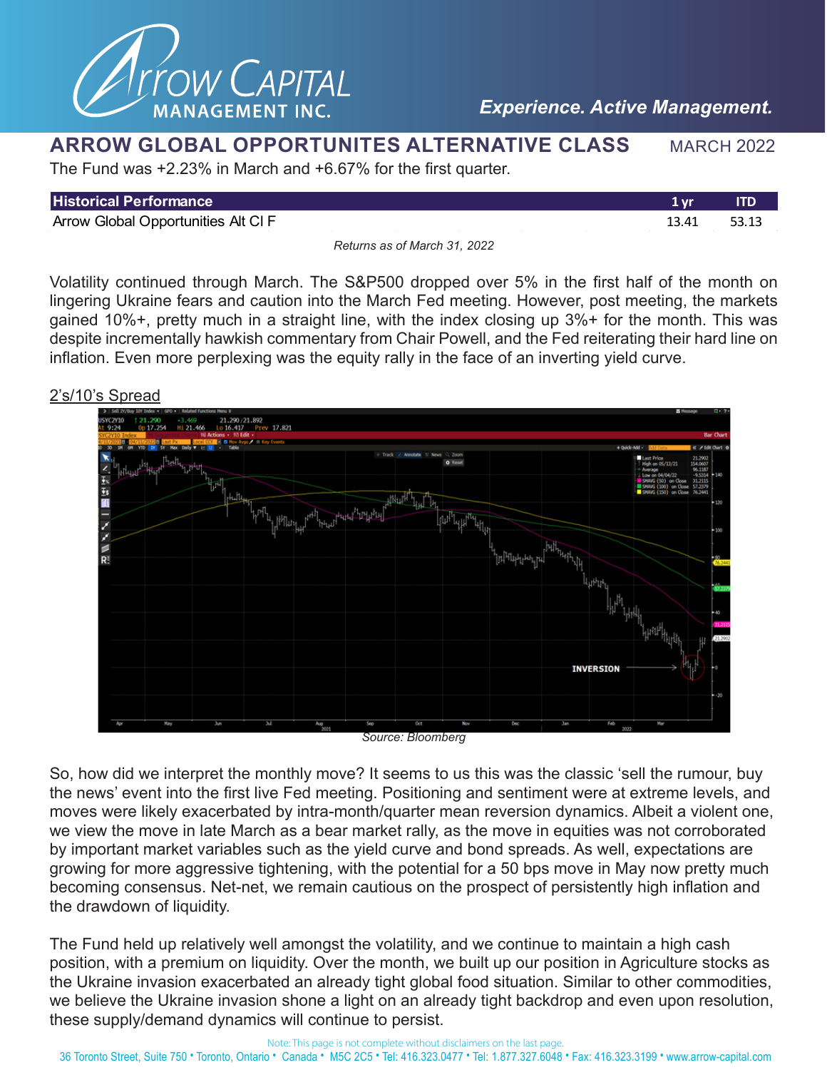# ARROW GLOBAL OPPORTUNITES ALTERNATIVE CLASS

MARCH 2022

The Fund was +2.23% in March and +6.67% for the first quarter.

| Historical Performance | 1 yr | ITD |
|---|---|---|
| Arrow Global Opportunities Alt Cl F | 13.41 | 53.13 |

*Returns as of March 31, 2022*

Volatility continued through March. The S&P500 dropped over 5% in the first half of the month on lingering Ukraine fears and caution into the March Fed meeting. However, post meeting, the markets gained 10%+, pretty much in a straight line, with the index closing up 3%+ for the month. This was despite incrementally hawkish commentary from Chair Powell, and the Fed reiterating their hard line on inflation. Even more perplexing was the equity rally in the face of an inverting yield curve.

2's/10's Spread

*Source: Bloomberg*

So, how did we interpret the monthly move? It seems to us this was the classic 'sell the rumour, buy the news' event into the first live Fed meeting. Positioning and sentiment were at extreme levels, and moves were likely exacerbated by intra-month/quarter mean reversion dynamics. Albeit a violent one, we view the move in late March as a bear market rally, as the move in equities was not corroborated by important market variables such as the yield curve and bond spreads. As well, expectations are growing for more aggressive tightening, with the potential for a 50 bps move in May now pretty much becoming consensus. Net-net, we remain cautious on the prospect of persistently high inflation and the drawdown of liquidity.

The Fund held up relatively well amongst the volatility, and we continue to maintain a high cash position, with a premium on liquidity. Over the month, we built up our position in Agriculture stocks as the Ukraine invasion exacerbated an already tight global food situation. Similar to other commodities, we believe the Ukraine invasion shone a light on an already tight backdrop and even upon resolution, these supply/demand dynamics will continue to persist.

Note: This page is not complete without disclaimers on the last page.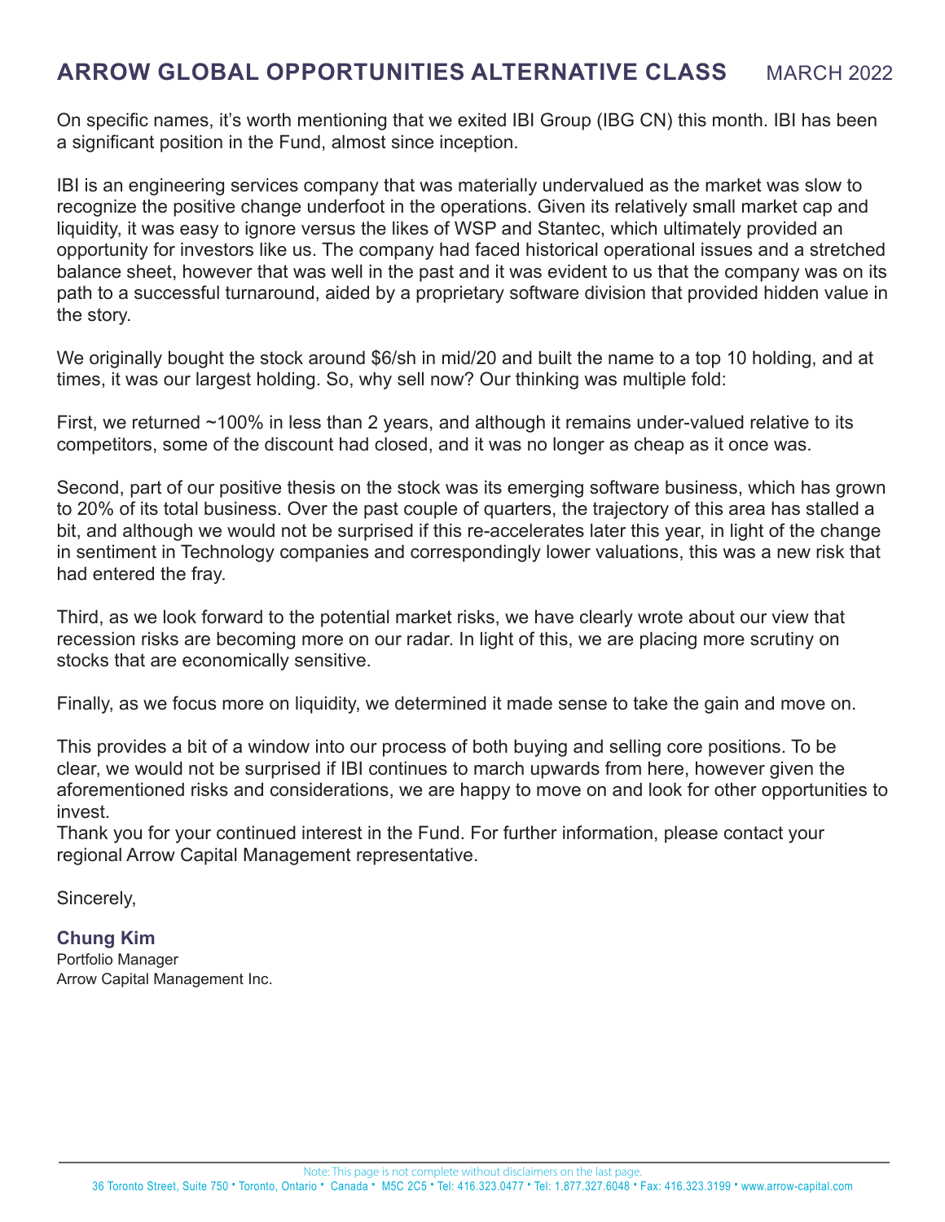On specific names, it's worth mentioning that we exited IBI Group (IBG CN) this month. IBI has been a significant position in the Fund, almost since inception.

IBI is an engineering services company that was materially undervalued as the market was slow to recognize the positive change underfoot in the operations. Given its relatively small market cap and liquidity, it was easy to ignore versus the likes of WSP and Stantec, which ultimately provided an opportunity for investors like us. The company had faced historical operational issues and a stretched balance sheet, however that was well in the past and it was evident to us that the company was on its path to a successful turnaround, aided by a proprietary software division that provided hidden value in the story.

We originally bought the stock around $6/sh in mid/20 and built the name to a top 10 holding, and at times, it was our largest holding. So, why sell now? Our thinking was multiple fold:

First, we returned ~100% in less than 2 years, and although it remains under-valued relative to its competitors, some of the discount had closed, and it was no longer as cheap as it once was.

Second, part of our positive thesis on the stock was its emerging software business, which has grown to 20% of its total business. Over the past couple of quarters, the trajectory of this area has stalled a bit, and although we would not be surprised if this re-accelerates later this year, in light of the change in sentiment in Technology companies and correspondingly lower valuations, this was a new risk that had entered the fray.

Third, as we look forward to the potential market risks, we have clearly wrote about our view that recession risks are becoming more on our radar. In light of this, we are placing more scrutiny on stocks that are economically sensitive.

Finally, as we focus more on liquidity, we determined it made sense to take the gain and move on.

This provides a bit of a window into our process of both buying and selling core positions. To be clear, we would not be surprised if IBI continues to march upwards from here, however given the aforementioned risks and considerations, we are happy to move on and look for other opportunities to invest.

Thank you for your continued interest in the Fund. For further information, please contact your regional Arrow Capital Management representative.

Sincerely,

**Chung Kim**
Portfolio Manager
Arrow Capital Management Inc.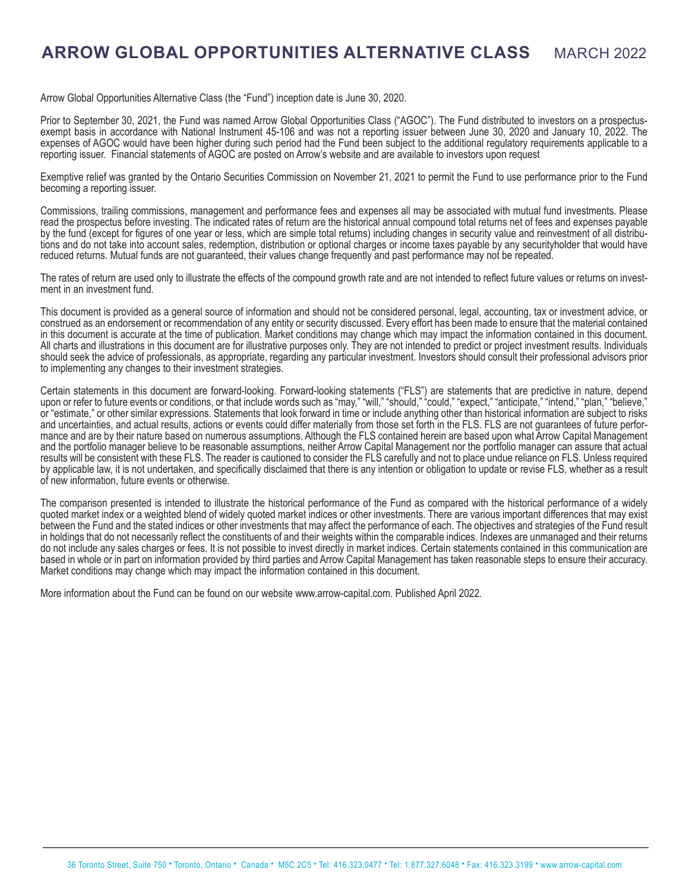# ARROW GLOBAL OPPORTUNITIES ALTERNATIVE CLASS MARCH 2022

Arrow Global Opportunities Alternative Class (the "Fund") inception date is June 30, 2020.

Prior to September 30, 2021, the Fund was named Arrow Global Opportunities Class ("AGOC"). The Fund distributed to investors on a prospectus-exempt basis in accordance with National Instrument 45-106 and was not a reporting issuer between June 30, 2020 and January 10, 2022. The expenses of AGOC would have been higher during such period had the Fund been subject to the additional regulatory requirements applicable to a reporting issuer. Financial statements of AGOC are posted on Arrow's website and are available to investors upon request

Exemptive relief was granted by the Ontario Securities Commission on November 21, 2021 to permit the Fund to use performance prior to the Fund becoming a reporting issuer.

Commissions, trailing commissions, management and performance fees and expenses all may be associated with mutual fund investments. Please read the prospectus before investing. The indicated rates of return are the historical annual compound total returns net of fees and expenses payable by the fund (except for figures of one year or less, which are simple total returns) including changes in security value and reinvestment of all distributions and do not take into account sales, redemption, distribution or optional charges or income taxes payable by any securityholder that would have reduced returns. Mutual funds are not guaranteed, their values change frequently and past performance may not be repeated.

The rates of return are used only to illustrate the effects of the compound growth rate and are not intended to reflect future values or returns on investment in an investment fund.

This document is provided as a general source of information and should not be considered personal, legal, accounting, tax or investment advice, or construed as an endorsement or recommendation of any entity or security discussed. Every effort has been made to ensure that the material contained in this document is accurate at the time of publication. Market conditions may change which may impact the information contained in this document. All charts and illustrations in this document are for illustrative purposes only. They are not intended to predict or project investment results. Individuals should seek the advice of professionals, as appropriate, regarding any particular investment. Investors should consult their professional advisors prior to implementing any changes to their investment strategies.

Certain statements in this document are forward-looking. Forward-looking statements ("FLS") are statements that are predictive in nature, depend upon or refer to future events or conditions, or that include words such as "may," "will," "should," "could," "expect," "anticipate," "intend," "plan," "believe," or "estimate," or other similar expressions. Statements that look forward in time or include anything other than historical information are subject to risks and uncertainties, and actual results, actions or events could differ materially from those set forth in the FLS. FLS are not guarantees of future performance and are by their nature based on numerous assumptions. Although the FLS contained herein are based upon what Arrow Capital Management and the portfolio manager believe to be reasonable assumptions, neither Arrow Capital Management nor the portfolio manager can assure that actual results will be consistent with these FLS. The reader is cautioned to consider the FLS carefully and not to place undue reliance on FLS. Unless required by applicable law, it is not undertaken, and specifically disclaimed that there is any intention or obligation to update or revise FLS, whether as a result of new information, future events or otherwise.

The comparison presented is intended to illustrate the historical performance of the Fund as compared with the historical performance of a widely quoted market index or a weighted blend of widely quoted market indices or other investments. There are various important differences that may exist between the Fund and the stated indices or other investments that may affect the performance of each. The objectives and strategies of the Fund result in holdings that do not necessarily reflect the constituents of and their weights within the comparable indices. Indexes are unmanaged and their returns do not include any sales charges or fees. It is not possible to invest directly in market indices. Certain statements contained in this communication are based in whole or in part on information provided by third parties and Arrow Capital Management has taken reasonable steps to ensure their accuracy. Market conditions may change which may impact the information contained in this document.

More information about the Fund can be found on our website www.arrow-capital.com. Published April 2022.

36 Toronto Street, Suite 750 • Toronto, Ontario • Canada • M5C 2C5 • Tel: 416.323.0477 • Tel: 1.877.327.6048 • Fax: 416.323.3199 • www.arrow-capital.com